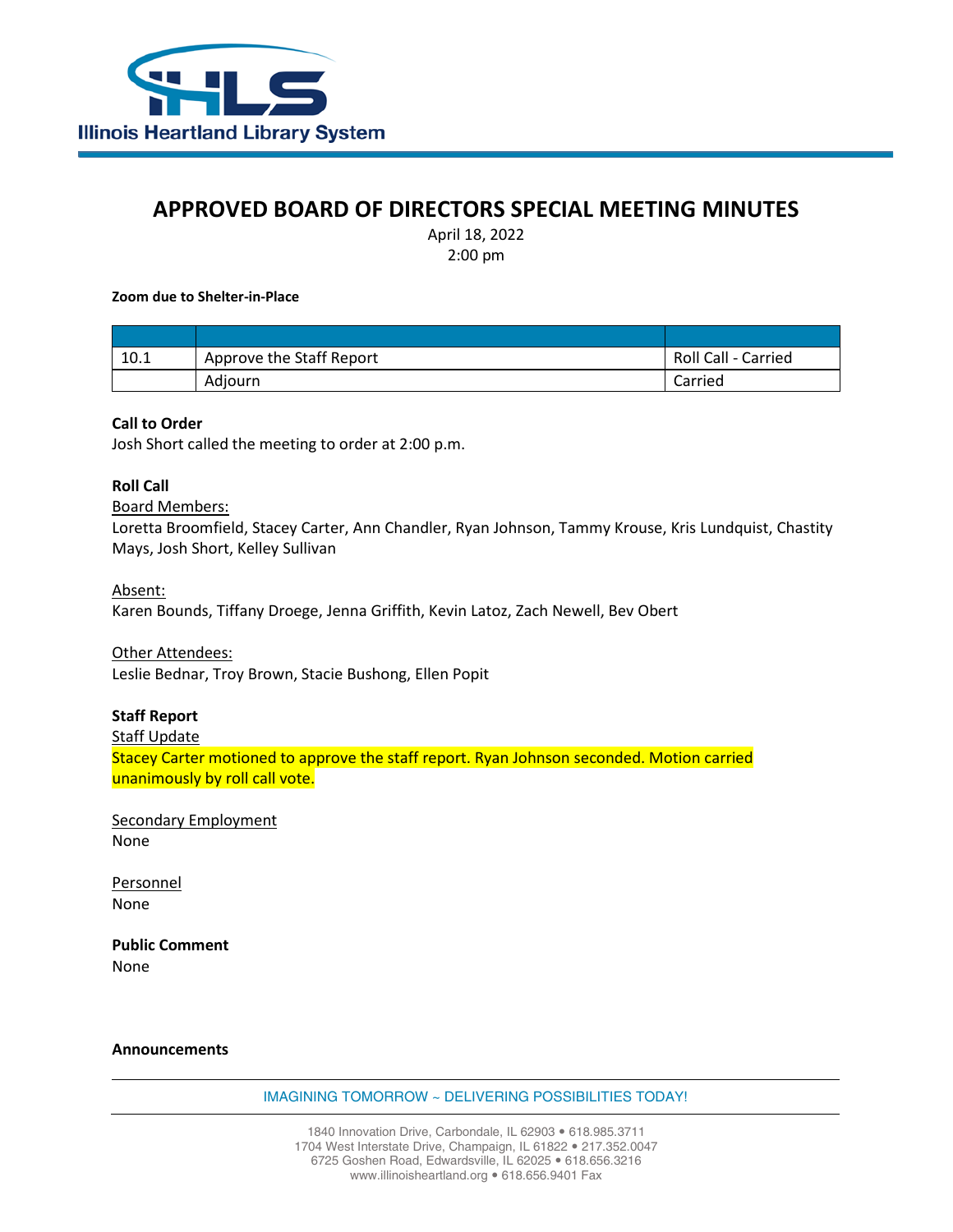# APPROVED BOARD OF DIRECTORS SPECIAL MEETING MINUTES

April 18, 2022
2:00 pm

**Zoom due to Shelter-in-Place**

| | | |
|---|---|---|
| 10.1 | Approve the Staff Report | Roll Call - Carried |
| | Adjourn | Carried |

**Call to Order**
Josh Short called the meeting to order at 2:00 p.m.

**Roll Call**
Board Members:
Loretta Broomfield, Stacey Carter, Ann Chandler, Ryan Johnson, Tammy Krouse, Kris Lundquist, Chastity Mays, Josh Short, Kelley Sullivan

Absent:
Karen Bounds, Tiffany Droege, Jenna Griffith, Kevin Latoz, Zach Newell, Bev Obert

Other Attendees:
Leslie Bednar, Troy Brown, Stacie Bushong, Ellen Popit

**Staff Report**
Staff Update
Stacey Carter motioned to approve the staff report. Ryan Johnson seconded. Motion carried unanimously by roll call vote.

Secondary Employment
None

Personnel
None

**Public Comment**
None

**Announcements**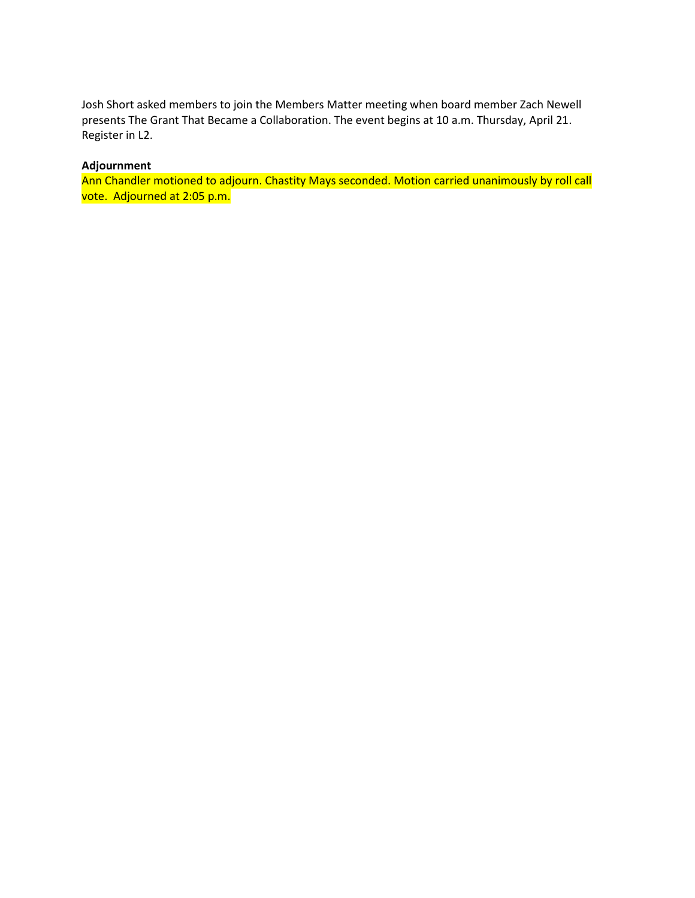Josh Short asked members to join the Members Matter meeting when board member Zach Newell presents The Grant That Became a Collaboration. The event begins at 10 a.m. Thursday, April 21. Register in L2.

**Adjournment**

Ann Chandler motioned to adjourn. Chastity Mays seconded. Motion carried unanimously by roll call vote. Adjourned at 2:05 p.m.